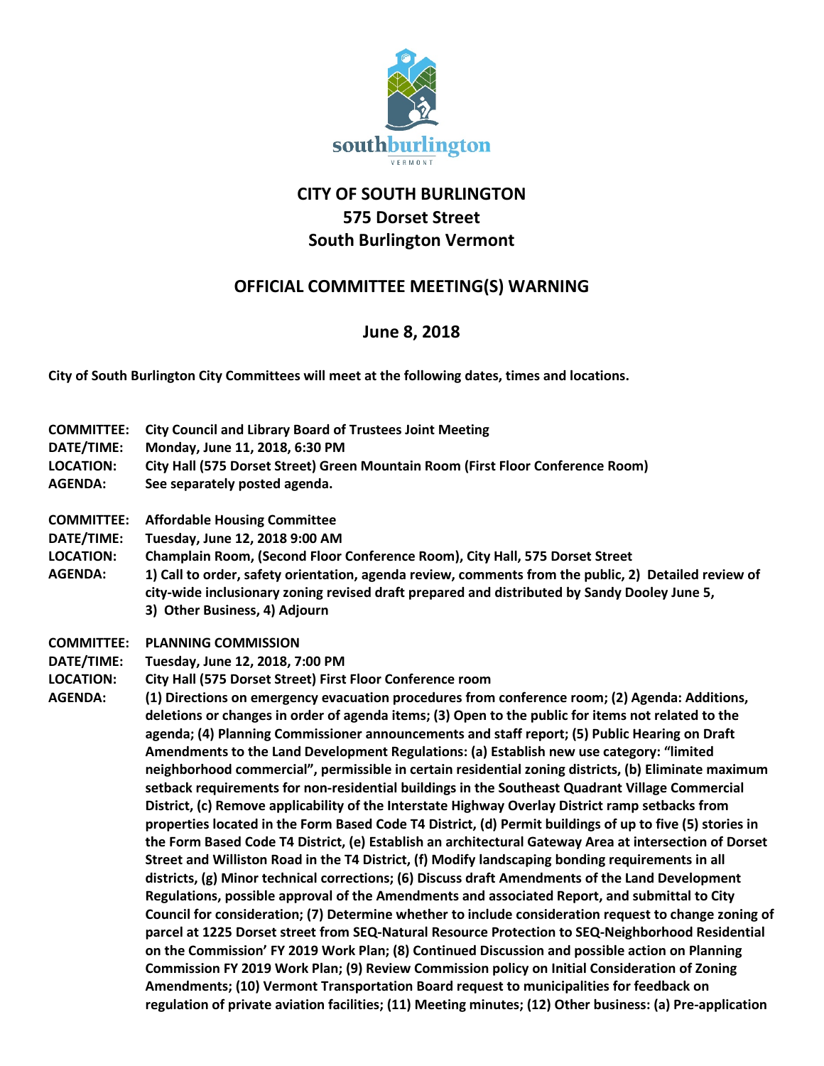southburlington
VERMONT

# CITY OF SOUTH BURLINGTON
# 575 Dorset Street
# South Burlington Vermont

## OFFICIAL COMMITTEE MEETING(S) WARNING

## June 8, 2018

**City of South Burlington City Committees will meet at the following dates, times and locations.**

**COMMITTEE:** **City Council and Library Board of Trustees Joint Meeting**
**DATE/TIME:** **Monday, June 11, 2018, 6:30 PM**
**LOCATION:** **City Hall (575 Dorset Street) Green Mountain Room (First Floor Conference Room)**
**AGENDA:** **See separately posted agenda.**

**COMMITTEE:** **Affordable Housing Committee**
**DATE/TIME:** **Tuesday, June 12, 2018 9:00 AM**
**LOCATION:** **Champlain Room, (Second Floor Conference Room), City Hall, 575 Dorset Street**
**AGENDA:** **1) Call to order, safety orientation, agenda review, comments from the public, 2) Detailed review of city-wide inclusionary zoning revised draft prepared and distributed by Sandy Dooley June 5, 3) Other Business, 4) Adjourn**

**COMMITTEE:** **PLANNING COMMISSION**
**DATE/TIME:** **Tuesday, June 12, 2018, 7:00 PM**
**LOCATION:** **City Hall (575 Dorset Street) First Floor Conference room**
**AGENDA:** **(1) Directions on emergency evacuation procedures from conference room; (2) Agenda: Additions, deletions or changes in order of agenda items; (3) Open to the public for items not related to the agenda; (4) Planning Commissioner announcements and staff report; (5) Public Hearing on Draft Amendments to the Land Development Regulations: (a) Establish new use category: "limited neighborhood commercial", permissible in certain residential zoning districts, (b) Eliminate maximum setback requirements for non-residential buildings in the Southeast Quadrant Village Commercial District, (c) Remove applicability of the Interstate Highway Overlay District ramp setbacks from properties located in the Form Based Code T4 District, (d) Permit buildings of up to five (5) stories in the Form Based Code T4 District, (e) Establish an architectural Gateway Area at intersection of Dorset Street and Williston Road in the T4 District, (f) Modify landscaping bonding requirements in all districts, (g) Minor technical corrections; (6) Discuss draft Amendments of the Land Development Regulations, possible approval of the Amendments and associated Report, and submittal to City Council for consideration; (7) Determine whether to include consideration request to change zoning of parcel at 1225 Dorset street from SEQ-Natural Resource Protection to SEQ-Neighborhood Residential on the Commission' FY 2019 Work Plan; (8) Continued Discussion and possible action on Planning Commission FY 2019 Work Plan; (9) Review Commission policy on Initial Consideration of Zoning Amendments; (10) Vermont Transportation Board request to municipalities for feedback on regulation of private aviation facilities; (11) Meeting minutes; (12) Other business: (a) Pre-application**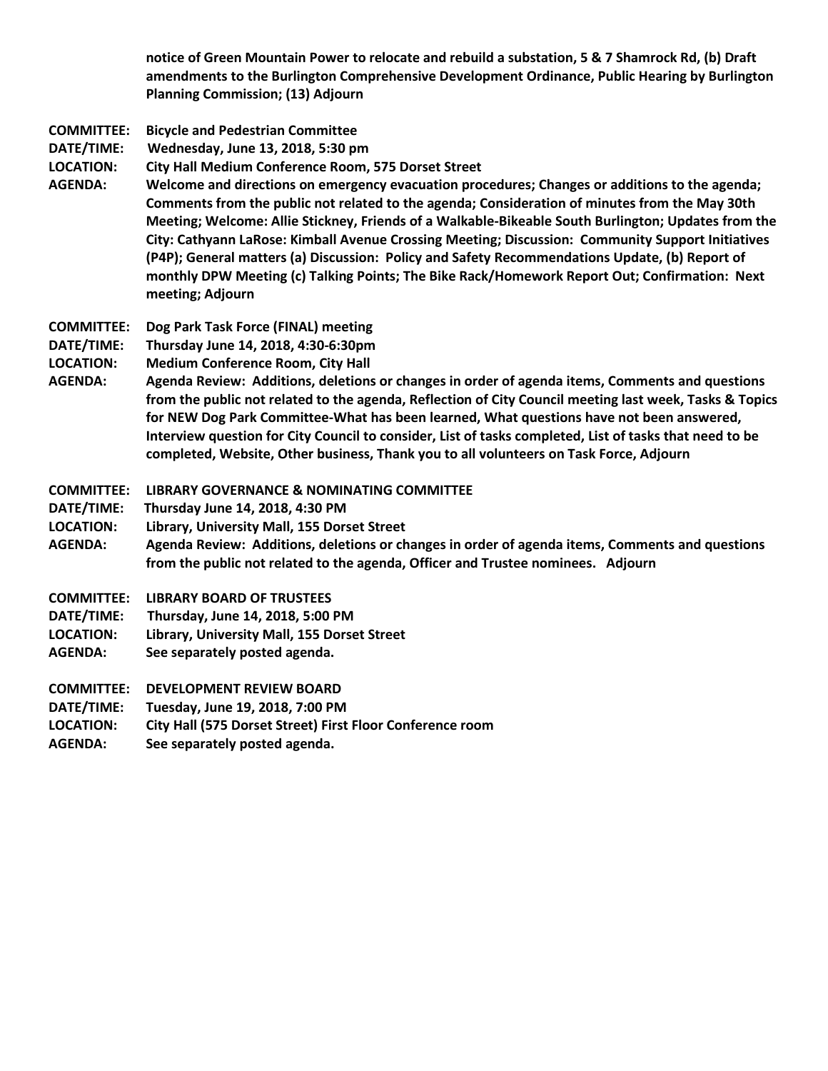**notice of Green Mountain Power to relocate and rebuild a substation, 5 & 7 Shamrock Rd, (b) Draft amendments to the Burlington Comprehensive Development Ordinance, Public Hearing by Burlington Planning Commission; (13) Adjourn**

**COMMITTEE:** **Bicycle and Pedestrian Committee**
**DATE/TIME:** **Wednesday, June 13, 2018, 5:30 pm**
**LOCATION:** **City Hall Medium Conference Room, 575 Dorset Street**
**AGENDA:** **Welcome and directions on emergency evacuation procedures; Changes or additions to the agenda; Comments from the public not related to the agenda; Consideration of minutes from the May 30th Meeting; Welcome: Allie Stickney, Friends of a Walkable-Bikeable South Burlington; Updates from the City: Cathyann LaRose: Kimball Avenue Crossing Meeting; Discussion: Community Support Initiatives (P4P); General matters (a) Discussion: Policy and Safety Recommendations Update, (b) Report of monthly DPW Meeting (c) Talking Points; The Bike Rack/Homework Report Out; Confirmation: Next meeting; Adjourn**

**COMMITTEE:** **Dog Park Task Force (FINAL) meeting**
**DATE/TIME:** **Thursday June 14, 2018, 4:30-6:30pm**
**LOCATION:** **Medium Conference Room, City Hall**
**AGENDA:** **Agenda Review: Additions, deletions or changes in order of agenda items, Comments and questions from the public not related to the agenda, Reflection of City Council meeting last week, Tasks & Topics for NEW Dog Park Committee-What has been learned, What questions have not been answered, Interview question for City Council to consider, List of tasks completed, List of tasks that need to be completed, Website, Other business, Thank you to all volunteers on Task Force, Adjourn**

**COMMITTEE:** **LIBRARY GOVERNANCE & NOMINATING COMMITTEE**
**DATE/TIME:** **Thursday June 14, 2018, 4:30 PM**
**LOCATION:** **Library, University Mall, 155 Dorset Street**
**AGENDA:** **Agenda Review: Additions, deletions or changes in order of agenda items, Comments and questions from the public not related to the agenda, Officer and Trustee nominees. Adjourn**

**COMMITTEE:** **LIBRARY BOARD OF TRUSTEES**
**DATE/TIME:** **Thursday, June 14, 2018, 5:00 PM**
**LOCATION:** **Library, University Mall, 155 Dorset Street**
**AGENDA:** **See separately posted agenda.**

**COMMITTEE:** **DEVELOPMENT REVIEW BOARD**
**DATE/TIME:** **Tuesday, June 19, 2018, 7:00 PM**
**LOCATION:** **City Hall (575 Dorset Street) First Floor Conference room**
**AGENDA:** **See separately posted agenda.**